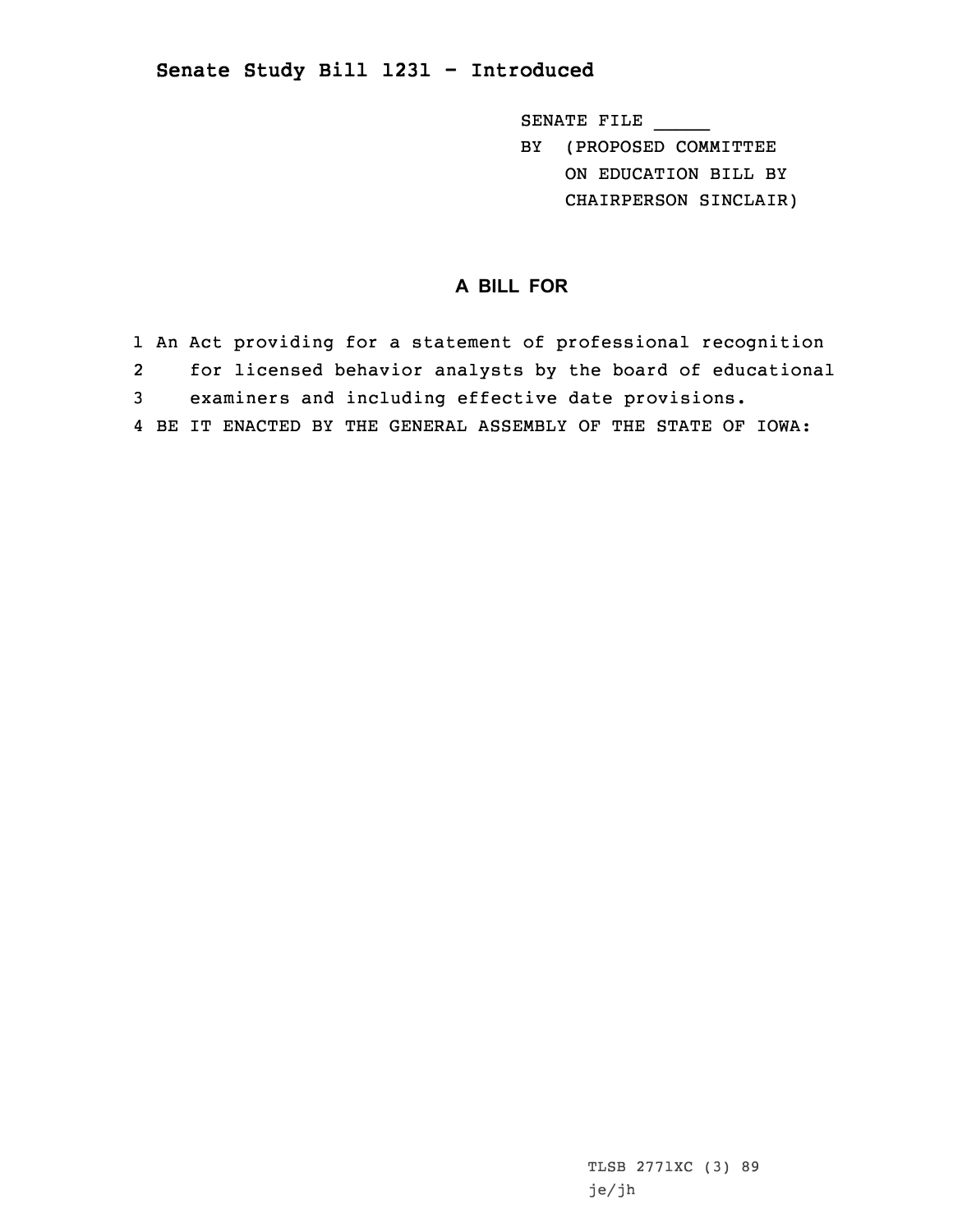# Senate Study Bill 1231 - Introduced

SENATE FILE _____
BY (PROPOSED COMMITTEE
ON EDUCATION BILL BY
CHAIRPERSON SINCLAIR)

## A BILL FOR

1 An Act providing for a statement of professional recognition
2 for licensed behavior analysts by the board of educational
3 examiners and including effective date provisions.
4 BE IT ENACTED BY THE GENERAL ASSEMBLY OF THE STATE OF IOWA:

TLSB 2771XC (3) 89
je/jh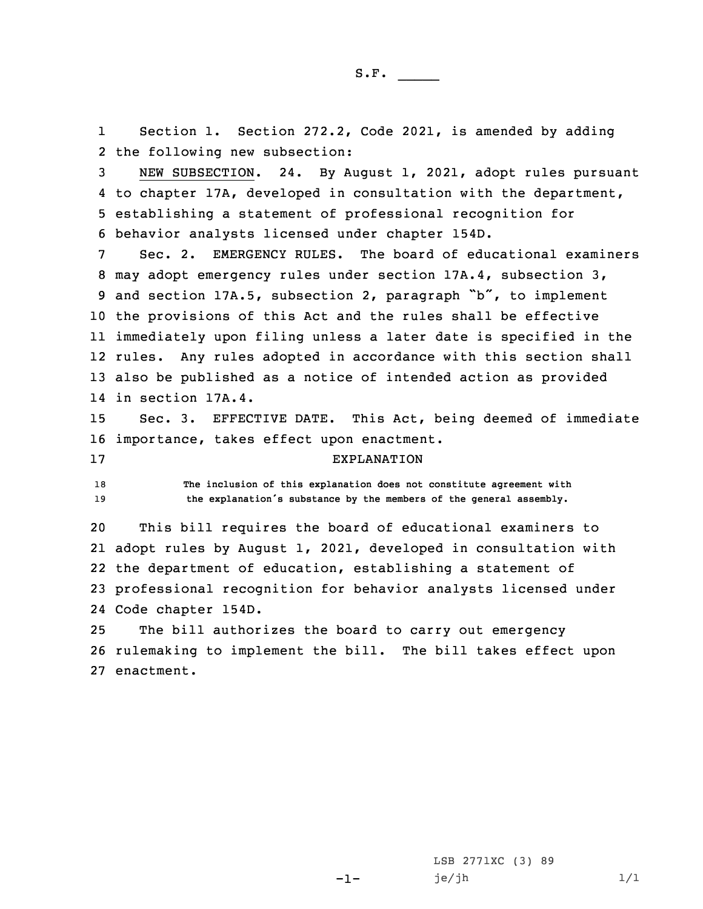S.F. _____

Section 1. Section 272.2, Code 2021, is amended by adding the following new subsection:

NEW SUBSECTION. 24. By August 1, 2021, adopt rules pursuant to chapter 17A, developed in consultation with the department, establishing a statement of professional recognition for behavior analysts licensed under chapter 154D.

Sec. 2. EMERGENCY RULES. The board of educational examiners may adopt emergency rules under section 17A.4, subsection 3, and section 17A.5, subsection 2, paragraph "b", to implement the provisions of this Act and the rules shall be effective immediately upon filing unless a later date is specified in the rules. Any rules adopted in accordance with this section shall also be published as a notice of intended action as provided in section 17A.4.

Sec. 3. EFFECTIVE DATE. This Act, being deemed of immediate importance, takes effect upon enactment.

EXPLANATION

The inclusion of this explanation does not constitute agreement with the explanation's substance by the members of the general assembly.

This bill requires the board of educational examiners to adopt rules by August 1, 2021, developed in consultation with the department of education, establishing a statement of professional recognition for behavior analysts licensed under Code chapter 154D.

The bill authorizes the board to carry out emergency rulemaking to implement the bill. The bill takes effect upon enactment.

LSB 2771XC (3) 89
je/jh